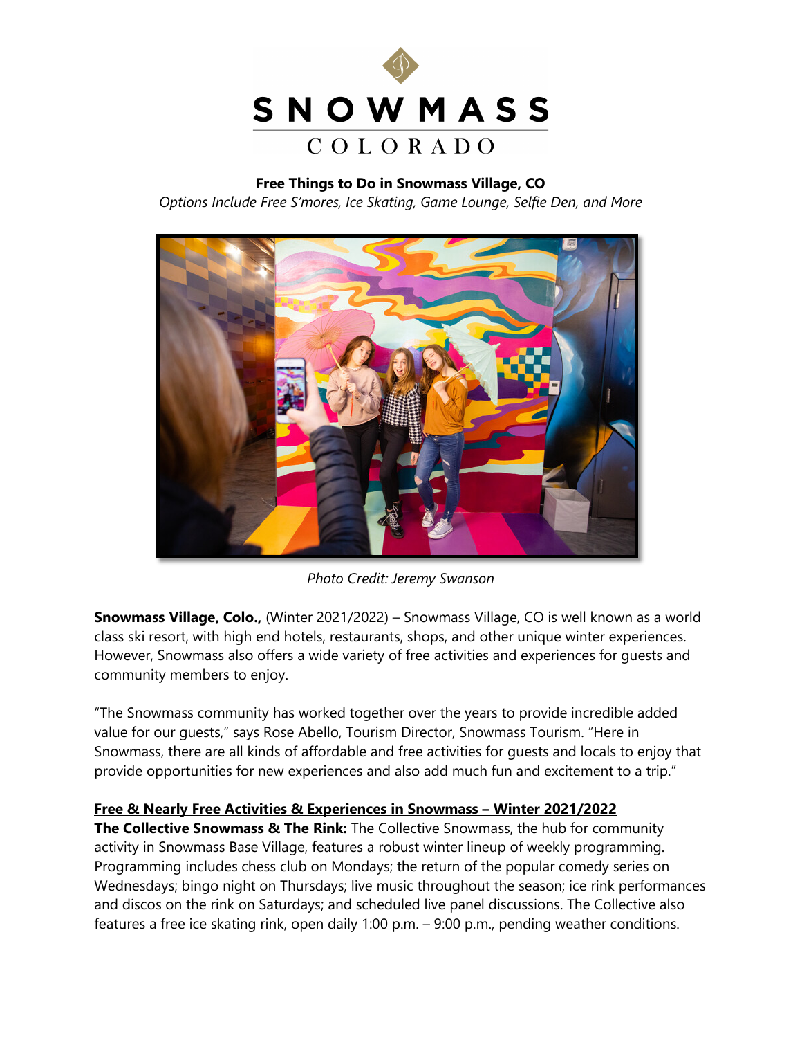# SNOWMASS
COLORADO

**Free Things to Do in Snowmass Village, CO**

*Options Include Free S'mores, Ice Skating, Game Lounge, Selfie Den, and More*

*Photo Credit: Jeremy Swanson*

**Snowmass Village, Colo.,** (Winter 2021/2022) – Snowmass Village, CO is well known as a world class ski resort, with high end hotels, restaurants, shops, and other unique winter experiences. However, Snowmass also offers a wide variety of free activities and experiences for guests and community members to enjoy.

"The Snowmass community has worked together over the years to provide incredible added value for our guests," says Rose Abello, Tourism Director, Snowmass Tourism. "Here in Snowmass, there are all kinds of affordable and free activities for guests and locals to enjoy that provide opportunities for new experiences and also add much fun and excitement to a trip."

**Free & Nearly Free Activities & Experiences in Snowmass – Winter 2021/2022**

**The Collective Snowmass & The Rink:** The Collective Snowmass, the hub for community activity in Snowmass Base Village, features a robust winter lineup of weekly programming. Programming includes chess club on Mondays; the return of the popular comedy series on Wednesdays; bingo night on Thursdays; live music throughout the season; ice rink performances and discos on the rink on Saturdays; and scheduled live panel discussions. The Collective also features a free ice skating rink, open daily 1:00 p.m. – 9:00 p.m., pending weather conditions.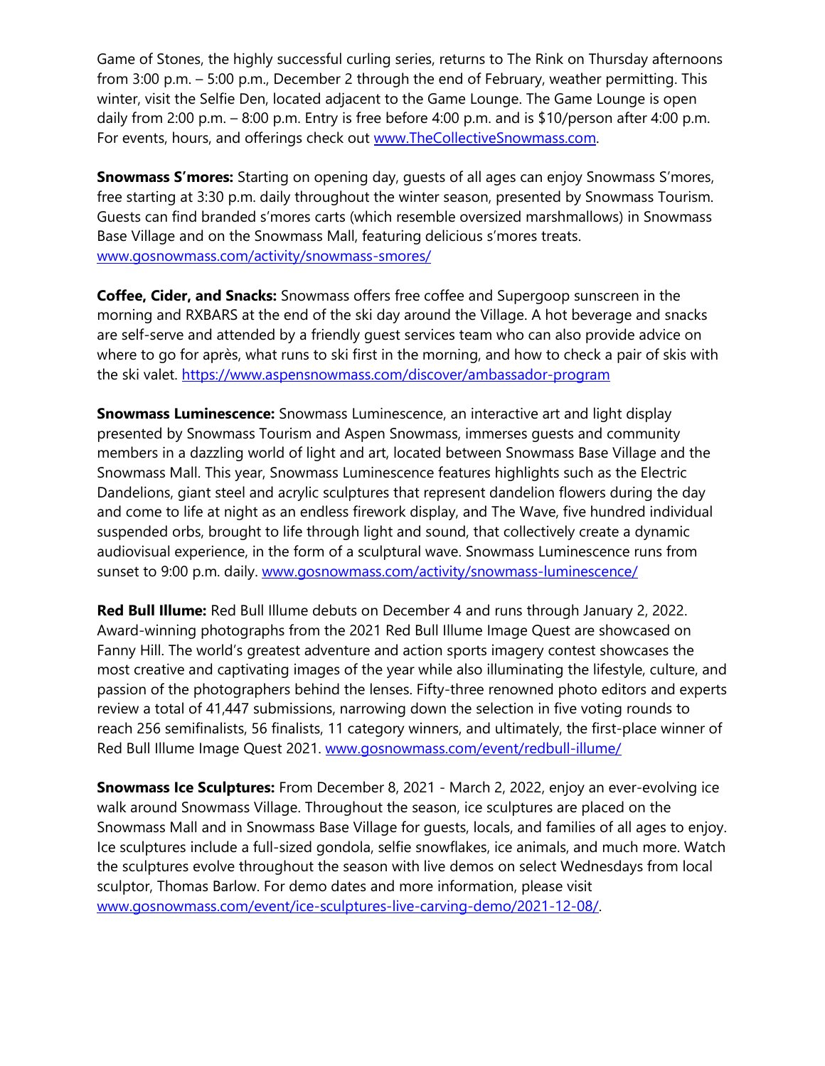Game of Stones, the highly successful curling series, returns to The Rink on Thursday afternoons from 3:00 p.m. – 5:00 p.m., December 2 through the end of February, weather permitting. This winter, visit the Selfie Den, located adjacent to the Game Lounge. The Game Lounge is open daily from 2:00 p.m. – 8:00 p.m. Entry is free before 4:00 p.m. and is $10/person after 4:00 p.m. For events, hours, and offerings check out www.TheCollectiveSnowmass.com.

**Snowmass S'mores:** Starting on opening day, guests of all ages can enjoy Snowmass S'mores, free starting at 3:30 p.m. daily throughout the winter season, presented by Snowmass Tourism. Guests can find branded s'mores carts (which resemble oversized marshmallows) in Snowmass Base Village and on the Snowmass Mall, featuring delicious s'mores treats. www.gosnowmass.com/activity/snowmass-smores/

**Coffee, Cider, and Snacks:** Snowmass offers free coffee and Supergoop sunscreen in the morning and RXBARS at the end of the ski day around the Village. A hot beverage and snacks are self-serve and attended by a friendly guest services team who can also provide advice on where to go for après, what runs to ski first in the morning, and how to check a pair of skis with the ski valet. https://www.aspensnowmass.com/discover/ambassador-program

**Snowmass Luminescence:** Snowmass Luminescence, an interactive art and light display presented by Snowmass Tourism and Aspen Snowmass, immerses guests and community members in a dazzling world of light and art, located between Snowmass Base Village and the Snowmass Mall. This year, Snowmass Luminescence features highlights such as the Electric Dandelions, giant steel and acrylic sculptures that represent dandelion flowers during the day and come to life at night as an endless firework display, and The Wave, five hundred individual suspended orbs, brought to life through light and sound, that collectively create a dynamic audiovisual experience, in the form of a sculptural wave. Snowmass Luminescence runs from sunset to 9:00 p.m. daily. www.gosnowmass.com/activity/snowmass-luminescence/

**Red Bull Illume:** Red Bull Illume debuts on December 4 and runs through January 2, 2022. Award-winning photographs from the 2021 Red Bull Illume Image Quest are showcased on Fanny Hill. The world's greatest adventure and action sports imagery contest showcases the most creative and captivating images of the year while also illuminating the lifestyle, culture, and passion of the photographers behind the lenses. Fifty-three renowned photo editors and experts review a total of 41,447 submissions, narrowing down the selection in five voting rounds to reach 256 semifinalists, 56 finalists, 11 category winners, and ultimately, the first-place winner of Red Bull Illume Image Quest 2021. www.gosnowmass.com/event/redbull-illume/

**Snowmass Ice Sculptures:** From December 8, 2021 - March 2, 2022, enjoy an ever-evolving ice walk around Snowmass Village. Throughout the season, ice sculptures are placed on the Snowmass Mall and in Snowmass Base Village for guests, locals, and families of all ages to enjoy. Ice sculptures include a full-sized gondola, selfie snowflakes, ice animals, and much more. Watch the sculptures evolve throughout the season with live demos on select Wednesdays from local sculptor, Thomas Barlow. For demo dates and more information, please visit www.gosnowmass.com/event/ice-sculptures-live-carving-demo/2021-12-08/.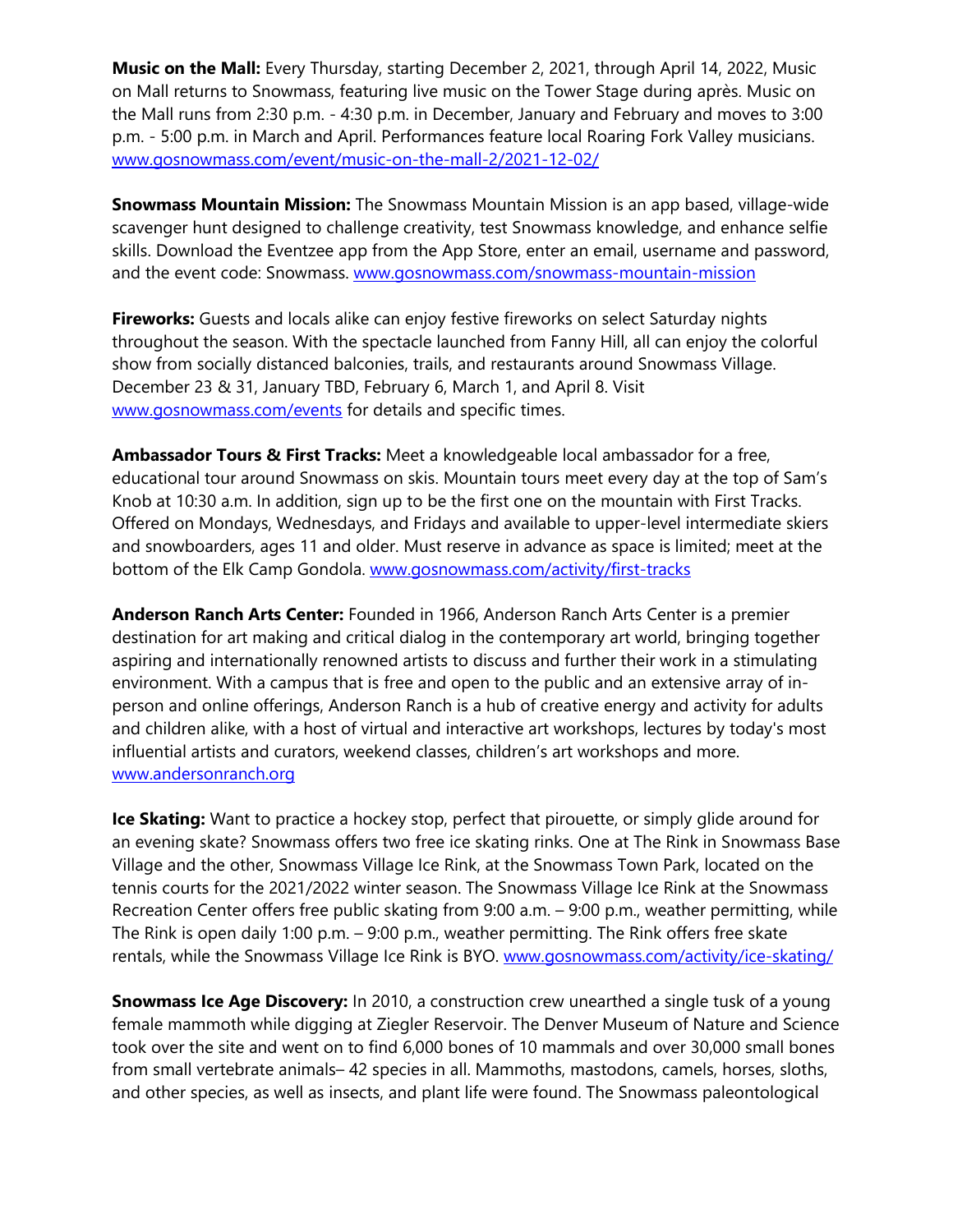**Music on the Mall:** Every Thursday, starting December 2, 2021, through April 14, 2022, Music on Mall returns to Snowmass, featuring live music on the Tower Stage during après. Music on the Mall runs from 2:30 p.m. - 4:30 p.m. in December, January and February and moves to 3:00 p.m. - 5:00 p.m. in March and April. Performances feature local Roaring Fork Valley musicians. [www.gosnowmass.com/event/music-on-the-mall-2/2021-12-02/](www.gosnowmass.com/event/music-on-the-mall-2/2021-12-02/)

**Snowmass Mountain Mission:** The Snowmass Mountain Mission is an app based, village-wide scavenger hunt designed to challenge creativity, test Snowmass knowledge, and enhance selfie skills. Download the Eventzee app from the App Store, enter an email, username and password, and the event code: Snowmass. [www.gosnowmass.com/snowmass-mountain-mission](www.gosnowmass.com/snowmass-mountain-mission)

**Fireworks:** Guests and locals alike can enjoy festive fireworks on select Saturday nights throughout the season. With the spectacle launched from Fanny Hill, all can enjoy the colorful show from socially distanced balconies, trails, and restaurants around Snowmass Village. December 23 & 31, January TBD, February 6, March 1, and April 8. Visit [www.gosnowmass.com/events](www.gosnowmass.com/events) for details and specific times.

**Ambassador Tours & First Tracks:** Meet a knowledgeable local ambassador for a free, educational tour around Snowmass on skis. Mountain tours meet every day at the top of Sam's Knob at 10:30 a.m. In addition, sign up to be the first one on the mountain with First Tracks. Offered on Mondays, Wednesdays, and Fridays and available to upper-level intermediate skiers and snowboarders, ages 11 and older. Must reserve in advance as space is limited; meet at the bottom of the Elk Camp Gondola. [www.gosnowmass.com/activity/first-tracks](www.gosnowmass.com/activity/first-tracks)

**Anderson Ranch Arts Center:** Founded in 1966, Anderson Ranch Arts Center is a premier destination for art making and critical dialog in the contemporary art world, bringing together aspiring and internationally renowned artists to discuss and further their work in a stimulating environment. With a campus that is free and open to the public and an extensive array of in-person and online offerings, Anderson Ranch is a hub of creative energy and activity for adults and children alike, with a host of virtual and interactive art workshops, lectures by today's most influential artists and curators, weekend classes, children's art workshops and more. [www.andersonranch.org](www.andersonranch.org)

**Ice Skating:** Want to practice a hockey stop, perfect that pirouette, or simply glide around for an evening skate? Snowmass offers two free ice skating rinks. One at The Rink in Snowmass Base Village and the other, Snowmass Village Ice Rink, at the Snowmass Town Park, located on the tennis courts for the 2021/2022 winter season. The Snowmass Village Ice Rink at the Snowmass Recreation Center offers free public skating from 9:00 a.m. – 9:00 p.m., weather permitting, while The Rink is open daily 1:00 p.m. – 9:00 p.m., weather permitting. The Rink offers free skate rentals, while the Snowmass Village Ice Rink is BYO. [www.gosnowmass.com/activity/ice-skating/](www.gosnowmass.com/activity/ice-skating/)

**Snowmass Ice Age Discovery:** In 2010, a construction crew unearthed a single tusk of a young female mammoth while digging at Ziegler Reservoir. The Denver Museum of Nature and Science took over the site and went on to find 6,000 bones of 10 mammals and over 30,000 small bones from small vertebrate animals– 42 species in all. Mammoths, mastodons, camels, horses, sloths, and other species, as well as insects, and plant life were found. The Snowmass paleontological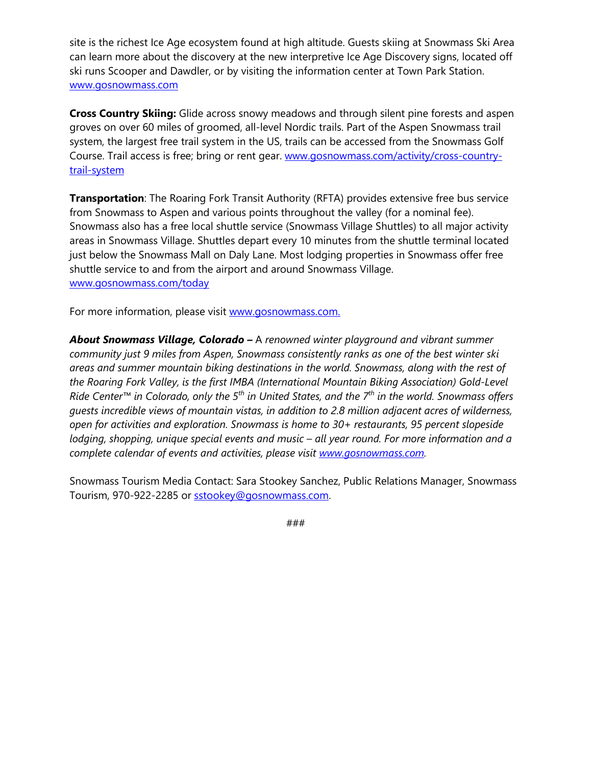site is the richest Ice Age ecosystem found at high altitude. Guests skiing at Snowmass Ski Area can learn more about the discovery at the new interpretive Ice Age Discovery signs, located off ski runs Scooper and Dawdler, or by visiting the information center at Town Park Station. www.gosnowmass.com

**Cross Country Skiing:** Glide across snowy meadows and through silent pine forests and aspen groves on over 60 miles of groomed, all-level Nordic trails. Part of the Aspen Snowmass trail system, the largest free trail system in the US, trails can be accessed from the Snowmass Golf Course. Trail access is free; bring or rent gear. www.gosnowmass.com/activity/cross-country-trail-system

**Transportation**: The Roaring Fork Transit Authority (RFTA) provides extensive free bus service from Snowmass to Aspen and various points throughout the valley (for a nominal fee). Snowmass also has a free local shuttle service (Snowmass Village Shuttles) to all major activity areas in Snowmass Village. Shuttles depart every 10 minutes from the shuttle terminal located just below the Snowmass Mall on Daly Lane. Most lodging properties in Snowmass offer free shuttle service to and from the airport and around Snowmass Village. www.gosnowmass.com/today

For more information, please visit www.gosnowmass.com.

***About Snowmass Village, Colorado –*** *A renowned winter playground and vibrant summer community just 9 miles from Aspen, Snowmass consistently ranks as one of the best winter ski areas and summer mountain biking destinations in the world. Snowmass, along with the rest of the Roaring Fork Valley, is the first IMBA (International Mountain Biking Association) Gold-Level Ride Center™ in Colorado, only the 5th in United States, and the 7th in the world. Snowmass offers guests incredible views of mountain vistas, in addition to 2.8 million adjacent acres of wilderness, open for activities and exploration. Snowmass is home to 30+ restaurants, 95 percent slopeside lodging, shopping, unique special events and music – all year round. For more information and a complete calendar of events and activities, please visit www.gosnowmass.com.*

Snowmass Tourism Media Contact: Sara Stookey Sanchez, Public Relations Manager, Snowmass Tourism, 970-922-2285 or sstookey@gosnowmass.com.

###